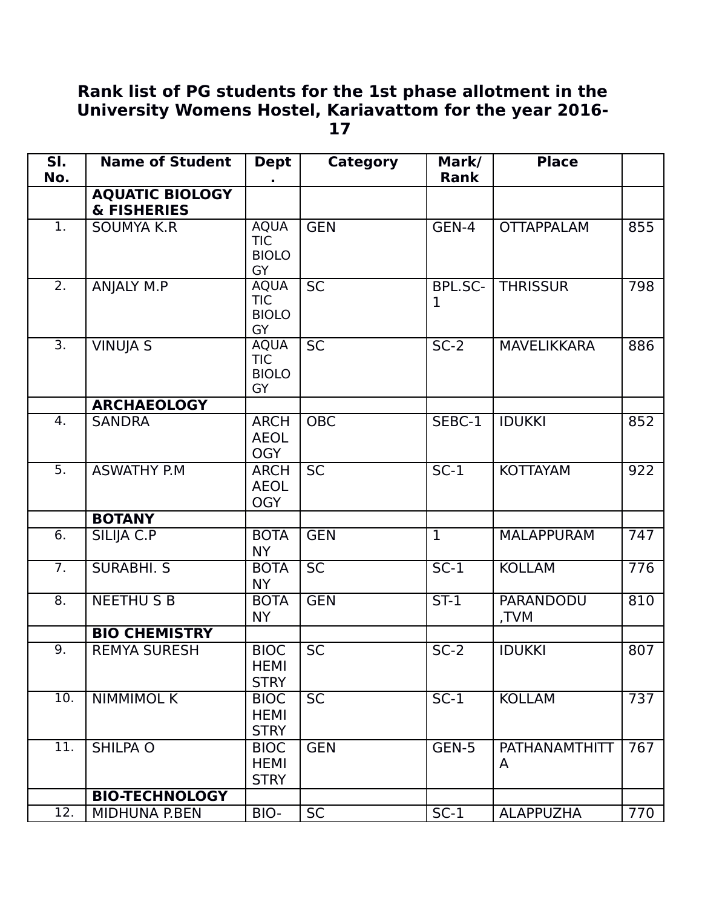# Rank list of PG students for the 1st phase allotment in the University Womens Hostel, Kariavattom for the year 2016-17

| Sl. No. | Name of Student | Dept. | Category | Mark/ Rank | Place | |
|---|---|---|---|---|---|---|
| | **AQUATIC BIOLOGY & FISHERIES** | | | | | |
| 1. | SOUMYA K.R | AQUATIC BIOLOGY | GEN | GEN-4 | OTTAPPALAM | 855 |
| 2. | ANJALY M.P | AQUATIC BIOLOGY | SC | BPL.SC-1 | THRISSUR | 798 |
| 3. | VINUJA S | AQUATIC BIOLOGY | SC | SC-2 | MAVELIKKARA | 886 |
| | **ARCHAEOLOGY** | | | | | |
| 4. | SANDRA | ARCHAEOLOGY | OBC | SEBC-1 | IDUKKI | 852 |
| 5. | ASWATHY P.M | ARCHAEOLOGY | SC | SC-1 | KOTTAYAM | 922 |
| | **BOTANY** | | | | | |
| 6. | SILIJA C.P | BOTANY | GEN | 1 | MALAPPURAM | 747 |
| 7. | SURABHI. S | BOTANY | SC | SC-1 | KOLLAM | 776 |
| 8. | NEETHU S B | BOTANY | GEN | ST-1 | PARANDODU ,TVM | 810 |
| | **BIO CHEMISTRY** | | | | | |
| 9. | REMYA SURESH | BIOCHEMISTRY | SC | SC-2 | IDUKKI | 807 |
| 10. | NIMMIMOL K | BIOCHEMISTRY | SC | SC-1 | KOLLAM | 737 |
| 11. | SHILPA O | BIOCHEMISTRY | GEN | GEN-5 | PATHANAMTHITTA | 767 |
| | **BIO-TECHNOLOGY** | | | | | |
| 12. | MIDHUNA P.BEN | BIO- | SC | SC-1 | ALAPPUZHA | 770 |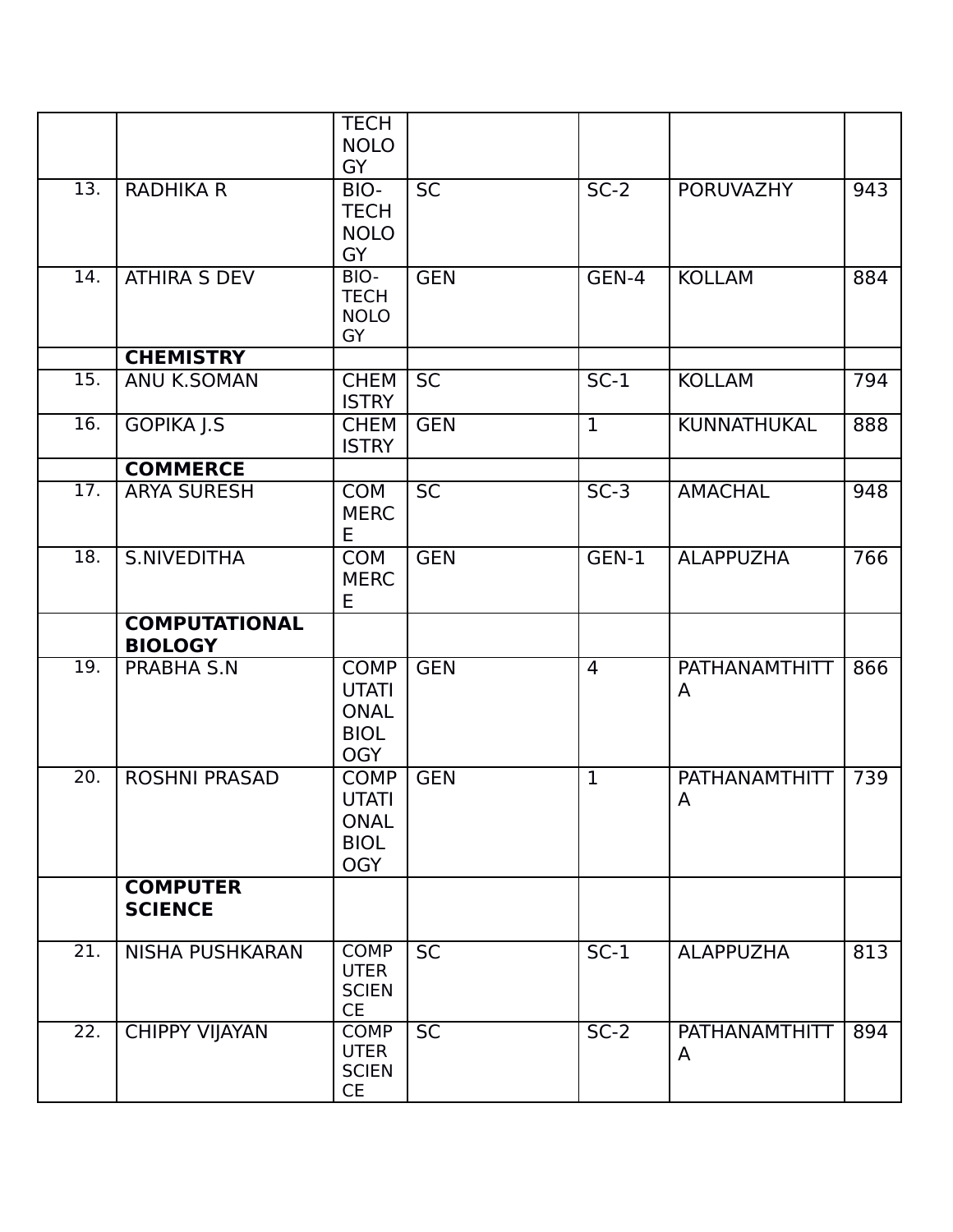| | | | | | | |
|---|---|---|---|---|---|---|
| | | TECHNOLOGY | | | | |
| 13. | RADHIKA R | BIO-TECHNOLOGY | SC | SC-2 | PORUVAZHY | 943 |
| 14. | ATHIRA S DEV | BIO-TECHNOLOGY | GEN | GEN-4 | KOLLAM | 884 |
| | **CHEMISTRY** | | | | | |
| 15. | ANU K.SOMAN | CHEMISTRY | SC | SC-1 | KOLLAM | 794 |
| 16. | GOPIKA J.S | CHEMISTRY | GEN | 1 | KUNNATHUKAL | 888 |
| | **COMMERCE** | | | | | |
| 17. | ARYA SURESH | COMMERCE | SC | SC-3 | AMACHAL | 948 |
| 18. | S.NIVEDITHA | COMMERCE | GEN | GEN-1 | ALAPPUZHA | 766 |
| | **COMPUTATIONAL BIOLOGY** | | | | | |
| 19. | PRABHA S.N | COMPUTATIONAL BIOLOGY | GEN | 4 | PATHANAMTHITTA | 866 |
| 20. | ROSHNI PRASAD | COMPUTATIONAL BIOLOGY | GEN | 1 | PATHANAMTHITTA | 739 |
| | **COMPUTER SCIENCE** | | | | | |
| 21. | NISHA PUSHKARAN | COMPUTER SCIENCE | SC | SC-1 | ALAPPUZHA | 813 |
| 22. | CHIPPY VIJAYAN | COMPUTER SCIENCE | SC | SC-2 | PATHANAMTHITTA | 894 |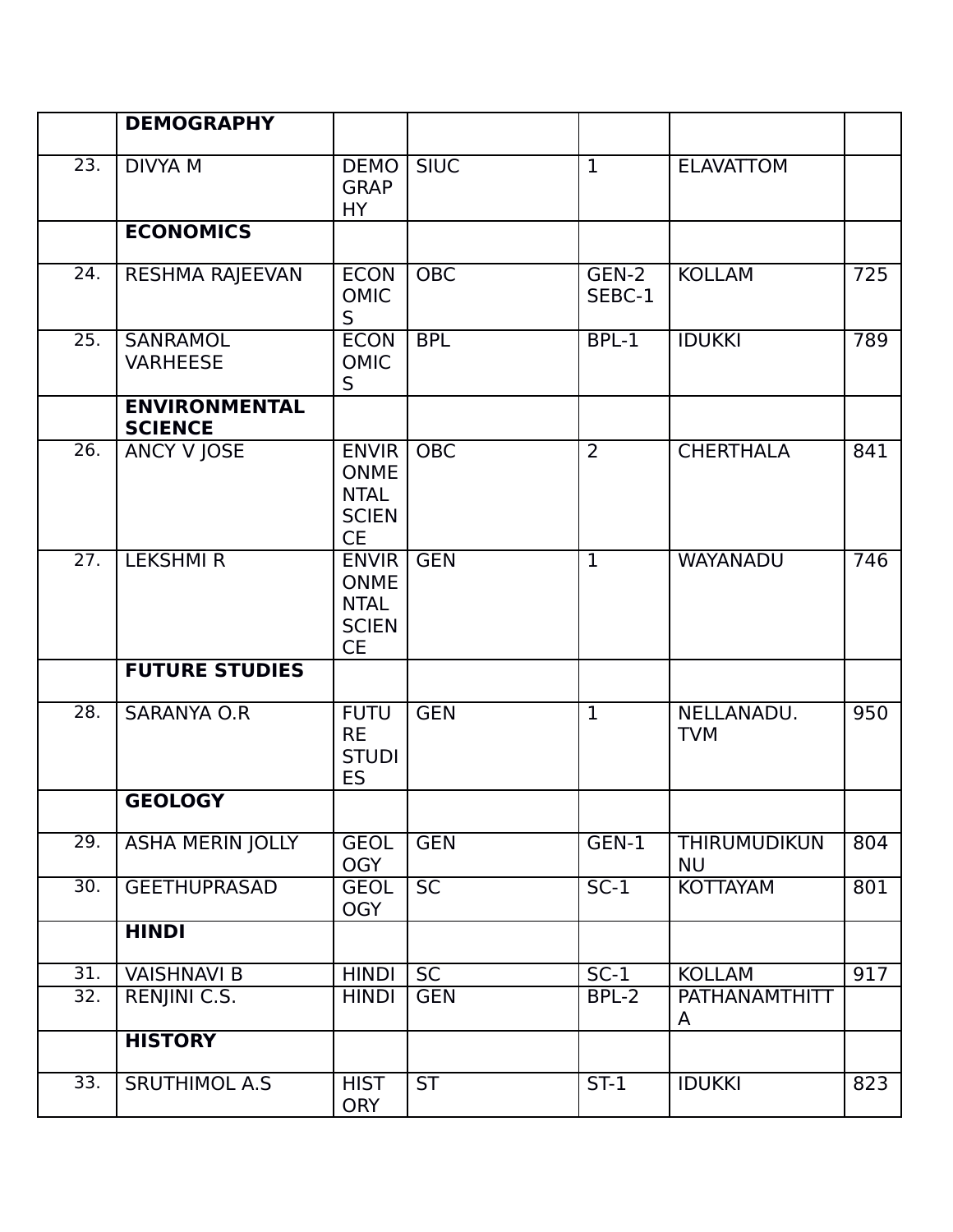| | | | | | | |
|---|---|---|---|---|---|---|
| | **DEMOGRAPHY** | | | | | |
| 23. | DIVYA M | DEMOGRAPHY | SIUC | 1 | ELAVATTOM | |
| | **ECONOMICS** | | | | | |
| 24. | RESHMA RAJEEVAN | ECONOMICS | OBC | GEN-2 SEBC-1 | KOLLAM | 725 |
| 25. | SANRAMOL VARHEESE | ECONOMICS | BPL | BPL-1 | IDUKKI | 789 |
| | **ENVIRONMENTAL SCIENCE** | | | | | |
| 26. | ANCY V JOSE | ENVIRONMENTAL SCIENCE | OBC | 2 | CHERTHALA | 841 |
| 27. | LEKSHMI R | ENVIRONMENTAL SCIENCE | GEN | 1 | WAYANADU | 746 |
| | **FUTURE STUDIES** | | | | | |
| 28. | SARANYA O.R | FUTURE STUDIES | GEN | 1 | NELLANADU. TVM | 950 |
| | **GEOLOGY** | | | | | |
| 29. | ASHA MERIN JOLLY | GEOLOGY | GEN | GEN-1 | THIRUMUDIKUNNU | 804 |
| 30. | GEETHUPRASAD | GEOLOGY | SC | SC-1 | KOTTAYAM | 801 |
| | **HINDI** | | | | | |
| 31. | VAISHNAVI B | HINDI | SC | SC-1 | KOLLAM | 917 |
| 32. | RENJINI C.S. | HINDI | GEN | BPL-2 | PATHANAMTHITTA | |
| | **HISTORY** | | | | | |
| 33. | SRUTHIMOL A.S | HISTORY | ST | ST-1 | IDUKKI | 823 |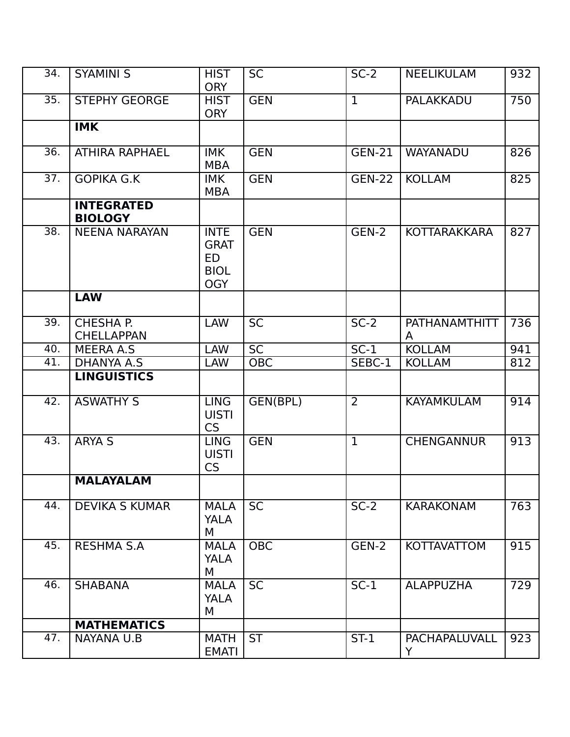| | | | | | | |
|---|---|---|---|---|---|---|
| 34. | SYAMINI S | HISTORY | SC | SC-2 | NEELIKULAM | 932 |
| 35. | STEPHY GEORGE | HISTORY | GEN | 1 | PALAKKADU | 750 |
| | **IMK** | | | | | |
| 36. | ATHIRA RAPHAEL | IMK MBA | GEN | GEN-21 | WAYANADU | 826 |
| 37. | GOPIKA G.K | IMK MBA | GEN | GEN-22 | KOLLAM | 825 |
| | **INTEGRATED BIOLOGY** | | | | | |
| 38. | NEENA NARAYAN | INTEGRATED BIOLOGY | GEN | GEN-2 | KOTTARAKKARA | 827 |
| | **LAW** | | | | | |
| 39. | CHESHA P. CHELLAPPAN | LAW | SC | SC-2 | PATHANAMTHITTA | 736 |
| 40. | MEERA A.S | LAW | SC | SC-1 | KOLLAM | 941 |
| 41. | DHANYA A.S | LAW | OBC | SEBC-1 | KOLLAM | 812 |
| | **LINGUISTICS** | | | | | |
| 42. | ASWATHY S | LINGUISTICS | GEN(BPL) | 2 | KAYAMKULAM | 914 |
| 43. | ARYA S | LINGUISTICS | GEN | 1 | CHENGANNUR | 913 |
| | **MALAYALAM** | | | | | |
| 44. | DEVIKA S KUMAR | MALAYALAM | SC | SC-2 | KARAKONAM | 763 |
| 45. | RESHMA S.A | MALAYALAM | OBC | GEN-2 | KOTTAVATTOM | 915 |
| 46. | SHABANA | MALAYALAM | SC | SC-1 | ALAPPUZHA | 729 |
| | **MATHEMATICS** | | | | | |
| 47. | NAYANA U.B | MATHEMATI | ST | ST-1 | PACHAPALUVALLY | 923 |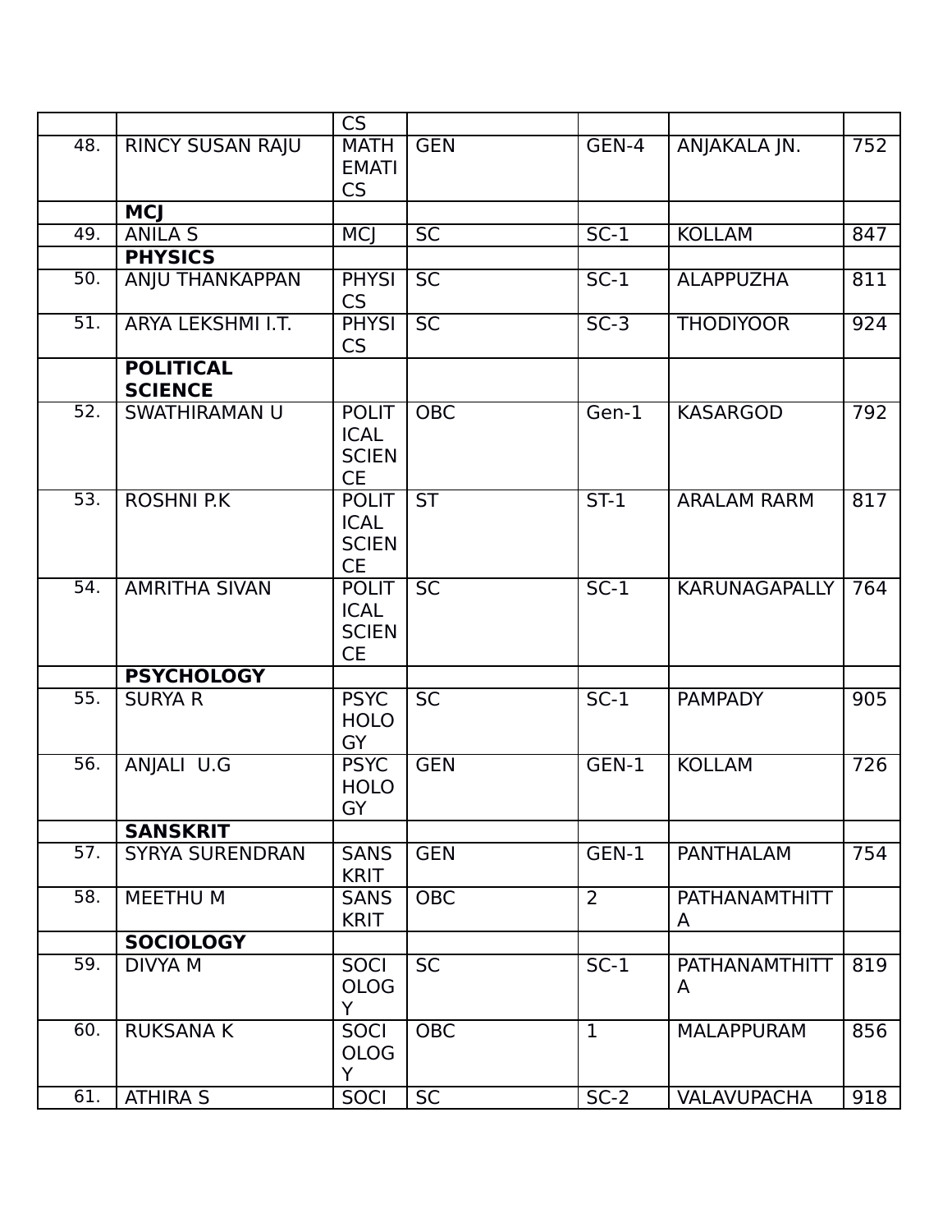| | | | | | | |
|---|---|---|---|---|---|---|
| | | CS | | | | |
| 48. | RINCY SUSAN RAJU | MATHEMATICS | GEN | GEN-4 | ANJAKALA JN. | 752 |
| | **MCJ** | | | | | |
| 49. | ANILA S | MCJ | SC | SC-1 | KOLLAM | 847 |
| | **PHYSICS** | | | | | |
| 50. | ANJU THANKAPPAN | PHYSICS | SC | SC-1 | ALAPPUZHA | 811 |
| 51. | ARYA LEKSHMI I.T. | PHYSICS | SC | SC-3 | THODIYOOR | 924 |
| | **POLITICAL SCIENCE** | | | | | |
| 52. | SWATHIRAMAN U | POLITICAL SCIENCE | OBC | Gen-1 | KASARGOD | 792 |
| 53. | ROSHNI P.K | POLITICAL SCIENCE | ST | ST-1 | ARALAM RARM | 817 |
| 54. | AMRITHA SIVAN | POLITICAL SCIENCE | SC | SC-1 | KARUNAGAPALLY | 764 |
| | **PSYCHOLOGY** | | | | | |
| 55. | SURYA R | PSYCHOLOGY | SC | SC-1 | PAMPADY | 905 |
| 56. | ANJALI U.G | PSYCHOLOGY | GEN | GEN-1 | KOLLAM | 726 |
| | **SANSKRIT** | | | | | |
| 57. | SYRYA SURENDRAN | SANSKRIT | GEN | GEN-1 | PANTHALAM | 754 |
| 58. | MEETHU M | SANSKRIT | OBC | 2 | PATHANAMTHITTA | |
| | **SOCIOLOGY** | | | | | |
| 59. | DIVYA M | SOCIOLOGY | SC | SC-1 | PATHANAMTHITTA | 819 |
| 60. | RUKSANA K | SOCIOLOGY | OBC | 1 | MALAPPURAM | 856 |
| 61. | ATHIRA S | SOCI | SC | SC-2 | VALAVUPACHA | 918 |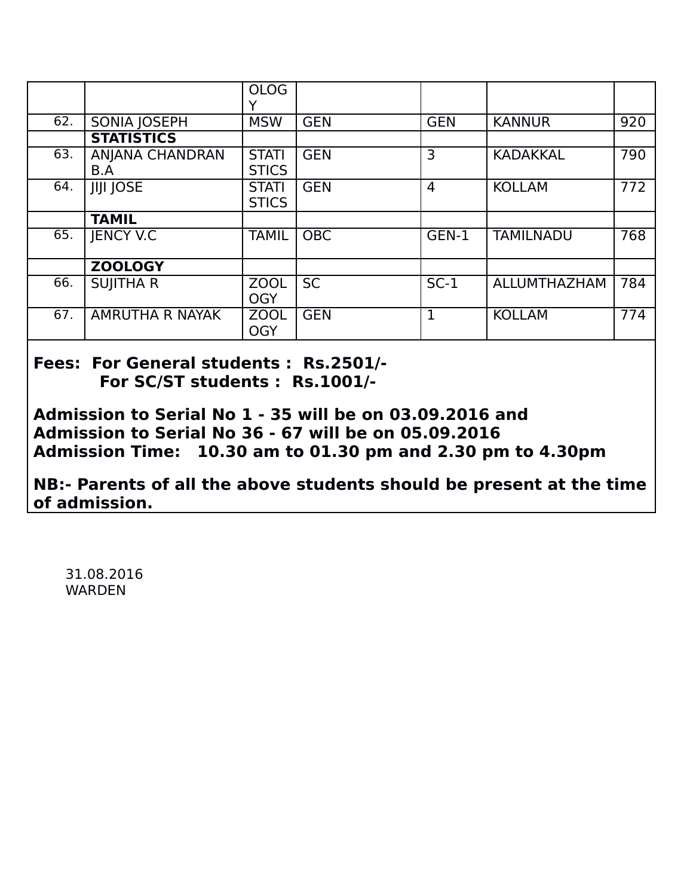| | | | | | | |
|---|---|---|---|---|---|---|
| | | OLOGY | | | | |
| 62. | SONIA JOSEPH | MSW | GEN | GEN | KANNUR | 920 |
| | **STATISTICS** | | | | | |
| 63. | ANJANA CHANDRAN B.A | STATISTICS | GEN | 3 | KADAKKAL | 790 |
| 64. | JIJI JOSE | STATISTICS | GEN | 4 | KOLLAM | 772 |
| | **TAMIL** | | | | | |
| 65. | JENCY V.C | TAMIL | OBC | GEN-1 | TAMILNADU | 768 |
| | **ZOOLOGY** | | | | | |
| 66. | SUJITHA R | ZOOLOGY | SC | SC-1 | ALLUMTHAZHAM | 784 |
| 67. | AMRUTHA R NAYAK | ZOOLOGY | GEN | 1 | KOLLAM | 774 |

**Fees: For General students : Rs.2501/-**
**For SC/ST students : Rs.1001/-**

**Admission to Serial No 1 - 35 will be on 03.09.2016 and**
**Admission to Serial No 36 - 67 will be on 05.09.2016**
**Admission Time: 10.30 am to 01.30 pm and 2.30 pm to 4.30pm**

**NB:- Parents of all the above students should be present at the time of admission.**

31.08.2016
WARDEN